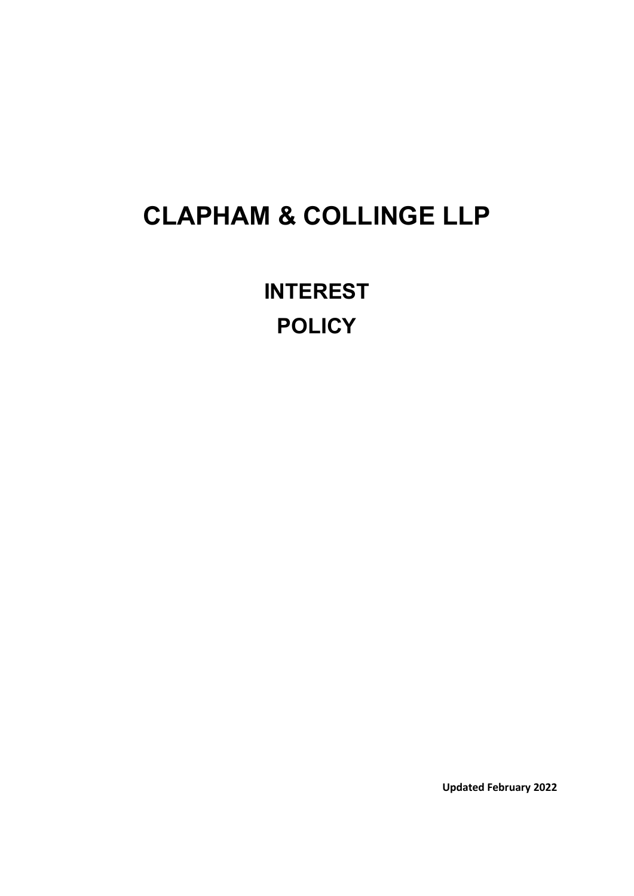# CLAPHAM & COLLINGE LLP

## INTEREST POLICY

**Updated February 2022**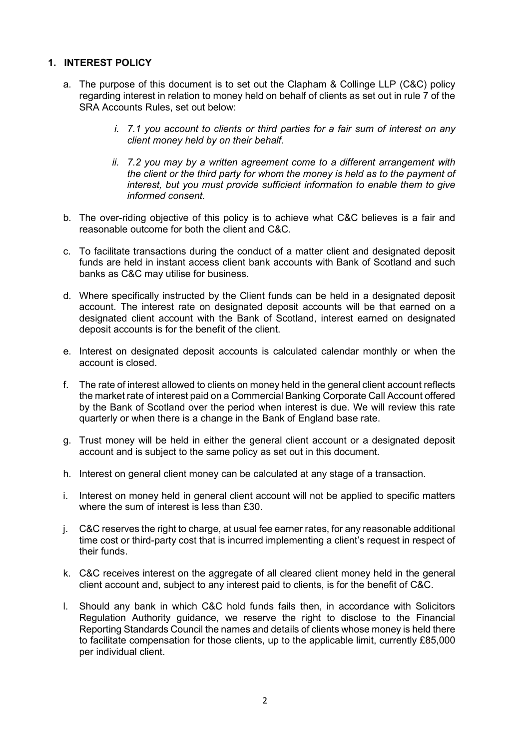## 1. INTEREST POLICY

a. The purpose of this document is to set out the Clapham & Collinge LLP (C&C) policy regarding interest in relation to money held on behalf of clients as set out in rule 7 of the SRA Accounts Rules, set out below:

   i. *7.1 you account to clients or third parties for a fair sum of interest on any client money held by on their behalf.*

   ii. *7.2 you may by a written agreement come to a different arrangement with the client or the third party for whom the money is held as to the payment of interest, but you must provide sufficient information to enable them to give informed consent.*

b. The over-riding objective of this policy is to achieve what C&C believes is a fair and reasonable outcome for both the client and C&C.

c. To facilitate transactions during the conduct of a matter client and designated deposit funds are held in instant access client bank accounts with Bank of Scotland and such banks as C&C may utilise for business.

d. Where specifically instructed by the Client funds can be held in a designated deposit account. The interest rate on designated deposit accounts will be that earned on a designated client account with the Bank of Scotland, interest earned on designated deposit accounts is for the benefit of the client.

e. Interest on designated deposit accounts is calculated calendar monthly or when the account is closed.

f. The rate of interest allowed to clients on money held in the general client account reflects the market rate of interest paid on a Commercial Banking Corporate Call Account offered by the Bank of Scotland over the period when interest is due. We will review this rate quarterly or when there is a change in the Bank of England base rate.

g. Trust money will be held in either the general client account or a designated deposit account and is subject to the same policy as set out in this document.

h. Interest on general client money can be calculated at any stage of a transaction.

i. Interest on money held in general client account will not be applied to specific matters where the sum of interest is less than £30.

j. C&C reserves the right to charge, at usual fee earner rates, for any reasonable additional time cost or third-party cost that is incurred implementing a client's request in respect of their funds.

k. C&C receives interest on the aggregate of all cleared client money held in the general client account and, subject to any interest paid to clients, is for the benefit of C&C.

l. Should any bank in which C&C hold funds fails then, in accordance with Solicitors Regulation Authority guidance, we reserve the right to disclose to the Financial Reporting Standards Council the names and details of clients whose money is held there to facilitate compensation for those clients, up to the applicable limit, currently £85,000 per individual client.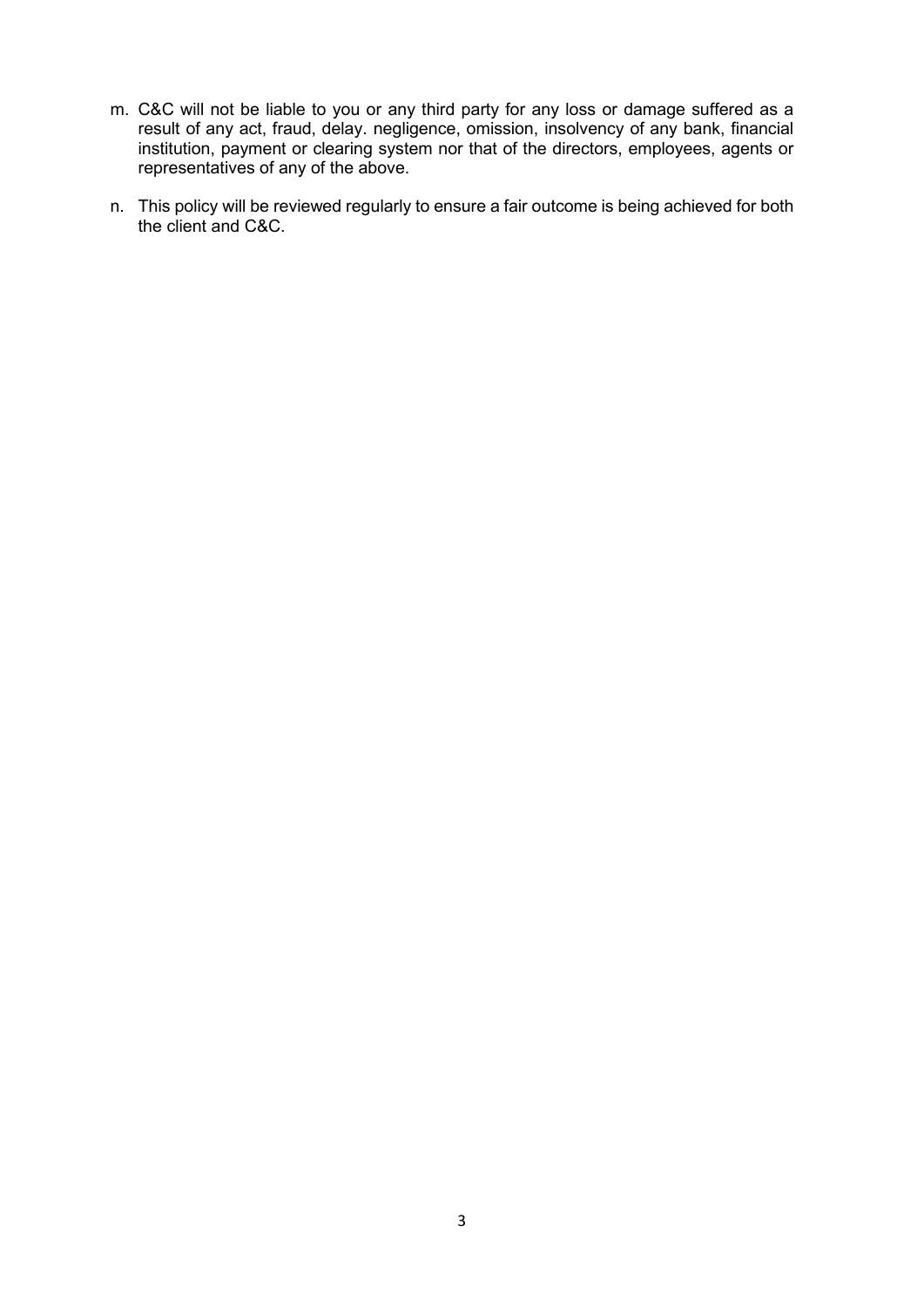m. C&C will not be liable to you or any third party for any loss or damage suffered as a result of any act, fraud, delay. negligence, omission, insolvency of any bank, financial institution, payment or clearing system nor that of the directors, employees, agents or representatives of any of the above.

n. This policy will be reviewed regularly to ensure a fair outcome is being achieved for both the client and C&C.